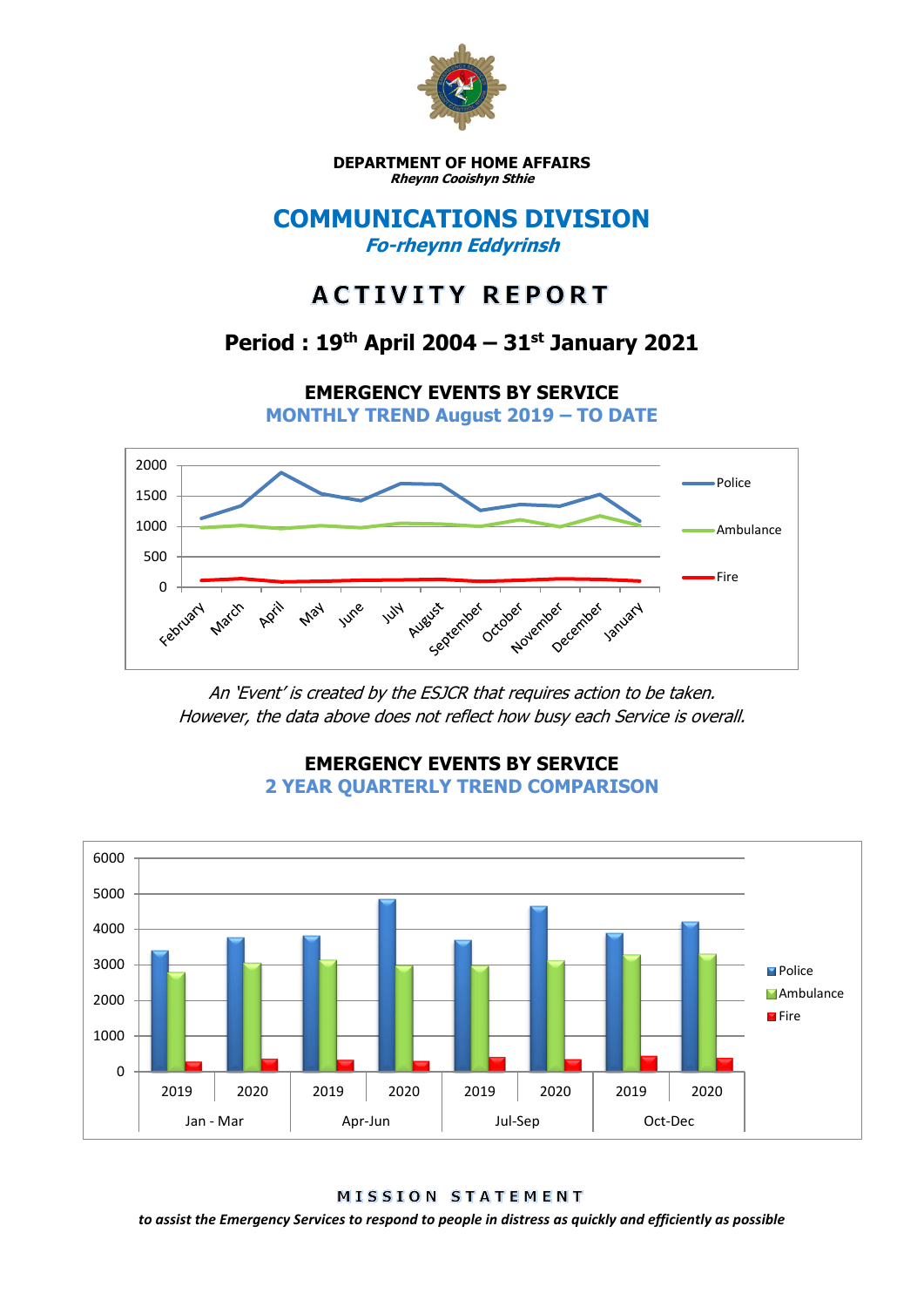**DEPARTMENT OF HOME AFFAIRS**
***Rheynn Cooishyn Sthie***

# COMMUNICATIONS DIVISION

***Fo-rheynn Eddyrinsh***

# ACTIVITY REPORT

## Period : 19th April 2004 – 31st January 2021

### EMERGENCY EVENTS BY SERVICE

**MONTHLY TREND August 2019 – TO DATE**

*An 'Event' is created by the ESJCR that requires action to be taken.*
*However, the data above does not reflect how busy each Service is overall.*

### EMERGENCY EVENTS BY SERVICE

**2 YEAR QUARTERLY TREND COMPARISON**

**MISSION STATEMENT**

***to assist the Emergency Services to respond to people in distress as quickly and efficiently as possible***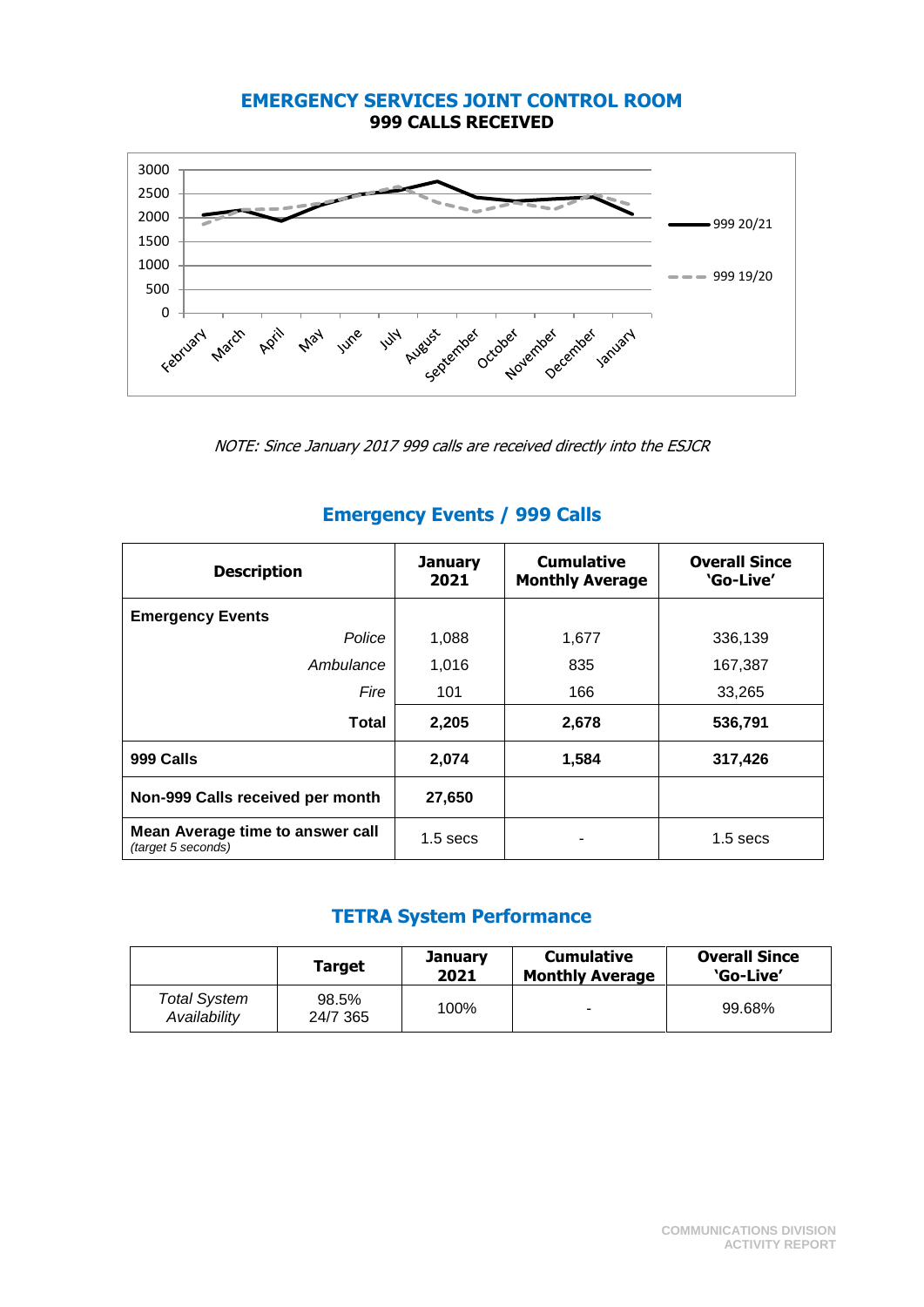## EMERGENCY SERVICES JOINT CONTROL ROOM
### 999 CALLS RECEIVED

3000
2500
2000
1500
1000
500
0

February March April May June July August September October November December January

999 20/21
999 19/20

*NOTE: Since January 2017 999 calls are received directly into the ESJCR*

## Emergency Events / 999 Calls

| Description | January 2021 | Cumulative Monthly Average | Overall Since 'Go-Live' |
|---|---|---|---|
| **Emergency Events** | | | |
| *Police* | 1,088 | 1,677 | 336,139 |
| *Ambulance* | 1,016 | 835 | 167,387 |
| *Fire* | 101 | 166 | 33,265 |
| **Total** | **2,205** | **2,678** | **536,791** |
| **999 Calls** | **2,074** | **1,584** | **317,426** |
| **Non-999 Calls received per month** | **27,650** | | |
| **Mean Average time to answer call** *(target 5 seconds)* | 1.5 secs | - | 1.5 secs |

## TETRA System Performance

| | Target | January 2021 | Cumulative Monthly Average | Overall Since 'Go-Live' |
|---|---|---|---|---|
| *Total System Availability* | 98.5% 24/7 365 | 100% | - | 99.68% |